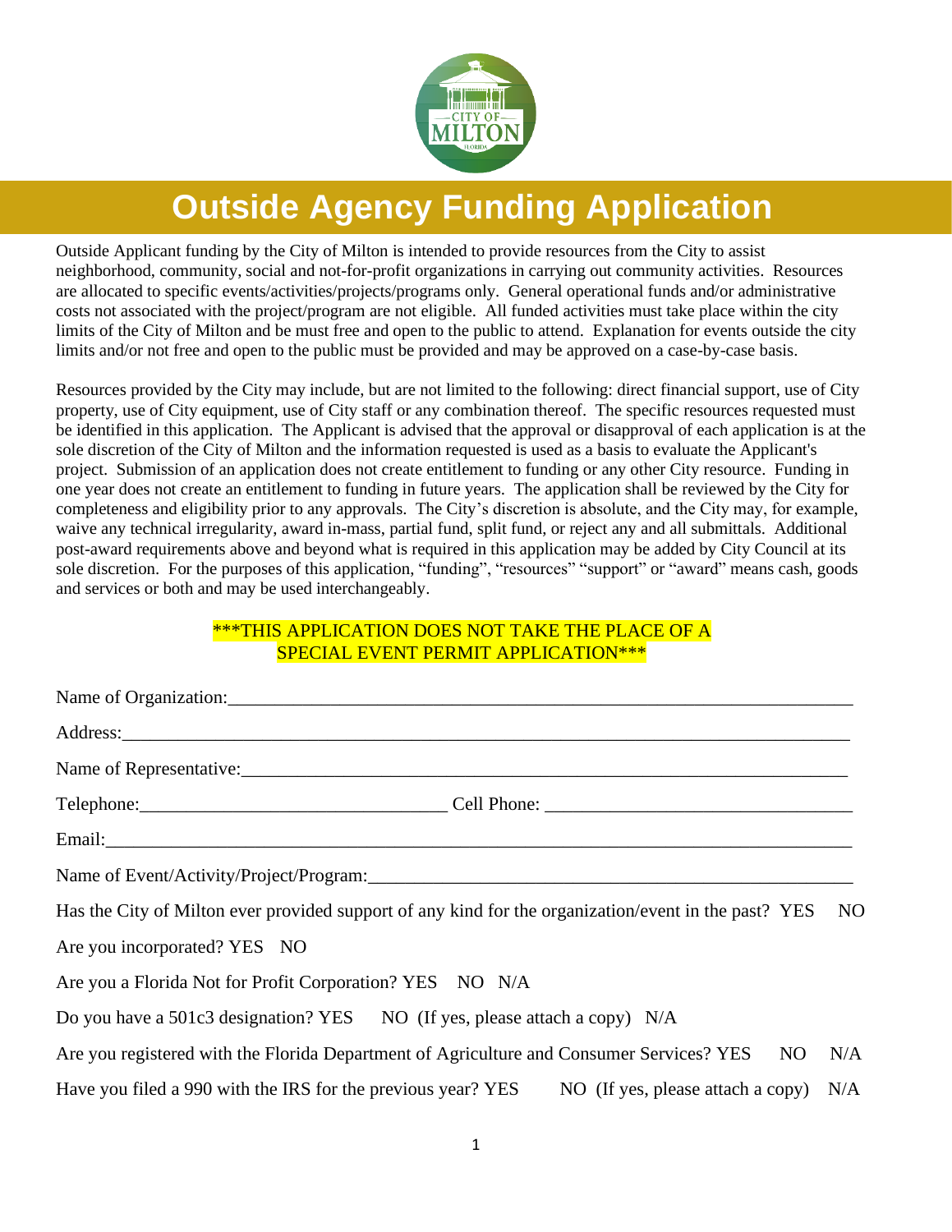# Outside Agency Funding Application

Outside Applicant funding by the City of Milton is intended to provide resources from the City to assist neighborhood, community, social and not-for-profit organizations in carrying out community activities. Resources are allocated to specific events/activities/projects/programs only. General operational funds and/or administrative costs not associated with the project/program are not eligible. All funded activities must take place within the city limits of the City of Milton and be must free and open to the public to attend. Explanation for events outside the city limits and/or not free and open to the public must be provided and may be approved on a case-by-case basis.

Resources provided by the City may include, but are not limited to the following: direct financial support, use of City property, use of City equipment, use of City staff or any combination thereof. The specific resources requested must be identified in this application. The Applicant is advised that the approval or disapproval of each application is at the sole discretion of the City of Milton and the information requested is used as a basis to evaluate the Applicant's project. Submission of an application does not create entitlement to funding or any other City resource. Funding in one year does not create an entitlement to funding in future years. The application shall be reviewed by the City for completeness and eligibility prior to any approvals. The City's discretion is absolute, and the City may, for example, waive any technical irregularity, award in-mass, partial fund, split fund, or reject any and all submittals. Additional post-award requirements above and beyond what is required in this application may be added by City Council at its sole discretion. For the purposes of this application, "funding", "resources" "support" or "award" means cash, goods and services or both and may be used interchangeably.

***THIS APPLICATION DOES NOT TAKE THE PLACE OF A SPECIAL EVENT PERMIT APPLICATION***

Name of Organization:_______________________________________________________________

Address:_______________________________________________________________

Name of Representative:_______________________________________________________________

Telephone:_______________________________ Cell Phone: _______________________________

Email:_______________________________________________________________

Name of Event/Activity/Project/Program:_______________________________________________

Has the City of Milton ever provided support of any kind for the organization/event in the past? YES NO

Are you incorporated? YES NO

Are you a Florida Not for Profit Corporation? YES NO N/A

Do you have a 501c3 designation? YES NO (If yes, please attach a copy) N/A

Are you registered with the Florida Department of Agriculture and Consumer Services? YES NO N/A

Have you filed a 990 with the IRS for the previous year? YES NO (If yes, please attach a copy) N/A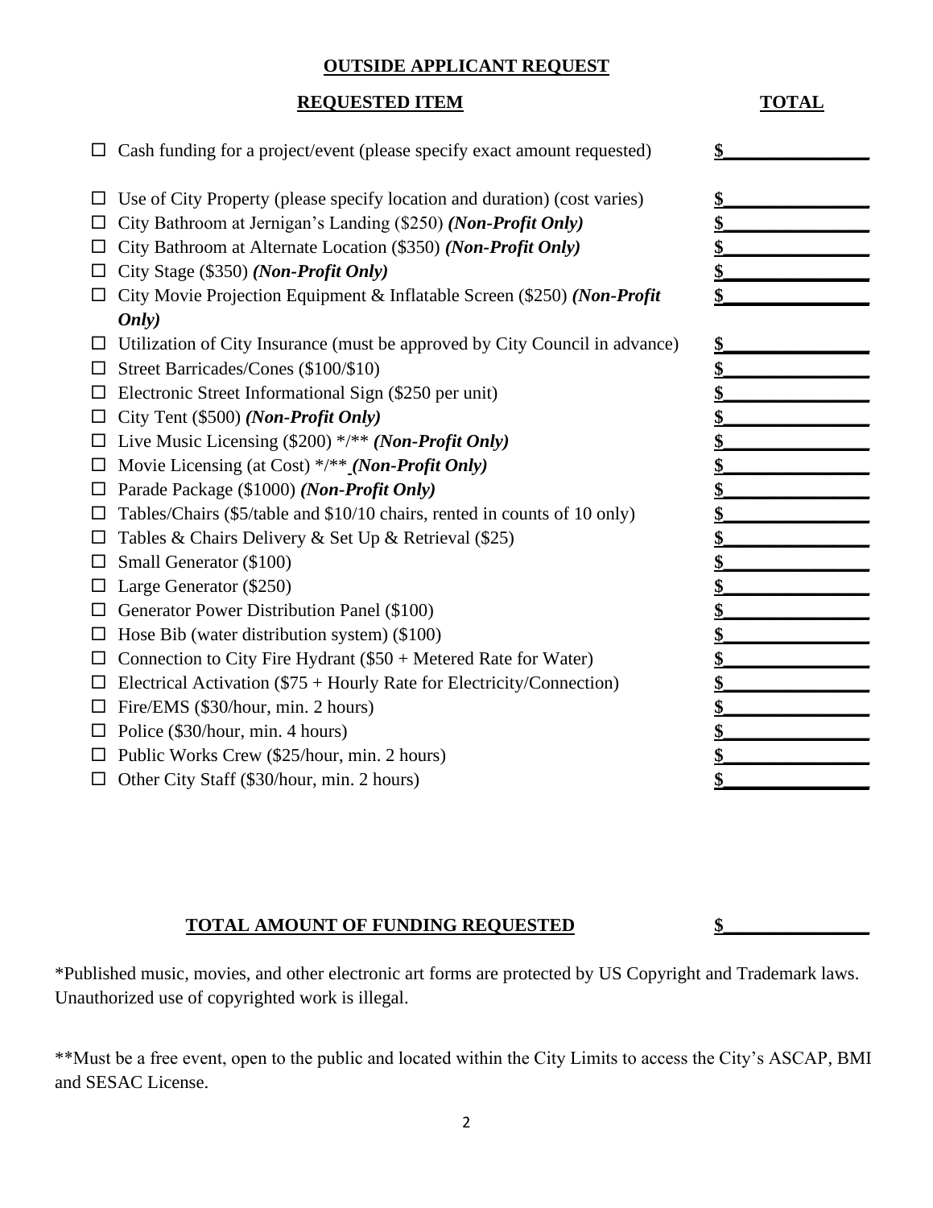## OUTSIDE APPLICANT REQUEST

| REQUESTED ITEM | TOTAL |
|---|---|
| ☐ Cash funding for a project/event (please specify exact amount requested) | $\_\_\_\_\_\_\_\_\_\_\_\_\_\_\_ |
| ☐ Use of City Property (please specify location and duration) (cost varies) | $\_\_\_\_\_\_\_\_\_\_\_\_\_\_\_ |
| ☐ City Bathroom at Jernigan's Landing ($250) ***(Non-Profit Only)*** | $\_\_\_\_\_\_\_\_\_\_\_\_\_\_\_ |
| ☐ City Bathroom at Alternate Location ($350) ***(Non-Profit Only)*** | $\_\_\_\_\_\_\_\_\_\_\_\_\_\_\_ |
| ☐ City Stage ($350) ***(Non-Profit Only)*** | $\_\_\_\_\_\_\_\_\_\_\_\_\_\_\_ |
| ☐ City Movie Projection Equipment & Inflatable Screen ($250) ***(Non-Profit Only)*** | $\_\_\_\_\_\_\_\_\_\_\_\_\_\_\_ |
| ☐ Utilization of City Insurance (must be approved by City Council in advance) | $\_\_\_\_\_\_\_\_\_\_\_\_\_\_\_ |
| ☐ Street Barricades/Cones ($100/$10) | $\_\_\_\_\_\_\_\_\_\_\_\_\_\_\_ |
| ☐ Electronic Street Informational Sign ($250 per unit) | $\_\_\_\_\_\_\_\_\_\_\_\_\_\_\_ |
| ☐ City Tent ($500) ***(Non-Profit Only)*** | $\_\_\_\_\_\_\_\_\_\_\_\_\_\_\_ |
| ☐ Live Music Licensing ($200) */** ***(Non-Profit Only)*** | $\_\_\_\_\_\_\_\_\_\_\_\_\_\_\_ |
| ☐ Movie Licensing (at Cost) */** ***(Non-Profit Only)*** | $\_\_\_\_\_\_\_\_\_\_\_\_\_\_\_ |
| ☐ Parade Package ($1000) ***(Non-Profit Only)*** | $\_\_\_\_\_\_\_\_\_\_\_\_\_\_\_ |
| ☐ Tables/Chairs ($5/table and $10/10 chairs, rented in counts of 10 only) | $\_\_\_\_\_\_\_\_\_\_\_\_\_\_\_ |
| ☐ Tables & Chairs Delivery & Set Up & Retrieval ($25) | $\_\_\_\_\_\_\_\_\_\_\_\_\_\_\_ |
| ☐ Small Generator ($100) | $\_\_\_\_\_\_\_\_\_\_\_\_\_\_\_ |
| ☐ Large Generator ($250) | $\_\_\_\_\_\_\_\_\_\_\_\_\_\_\_ |
| ☐ Generator Power Distribution Panel ($100) | $\_\_\_\_\_\_\_\_\_\_\_\_\_\_\_ |
| ☐ Hose Bib (water distribution system) ($100) | $\_\_\_\_\_\_\_\_\_\_\_\_\_\_\_ |
| ☐ Connection to City Fire Hydrant ($50 + Metered Rate for Water) | $\_\_\_\_\_\_\_\_\_\_\_\_\_\_\_ |
| ☐ Electrical Activation ($75 + Hourly Rate for Electricity/Connection) | $\_\_\_\_\_\_\_\_\_\_\_\_\_\_\_ |
| ☐ Fire/EMS ($30/hour, min. 2 hours) | $\_\_\_\_\_\_\_\_\_\_\_\_\_\_\_ |
| ☐ Police ($30/hour, min. 4 hours) | $\_\_\_\_\_\_\_\_\_\_\_\_\_\_\_ |
| ☐ Public Works Crew ($25/hour, min. 2 hours) | $\_\_\_\_\_\_\_\_\_\_\_\_\_\_\_ |
| ☐ Other City Staff ($30/hour, min. 2 hours) | $\_\_\_\_\_\_\_\_\_\_\_\_\_\_\_ |

**TOTAL AMOUNT OF FUNDING REQUESTED** $\_\_\_\_\_\_\_\_\_\_\_\_\_\_\_

*Published music, movies, and other electronic art forms are protected by US Copyright and Trademark laws. Unauthorized use of copyrighted work is illegal.

**Must be a free event, open to the public and located within the City Limits to access the City's ASCAP, BMI and SESAC License.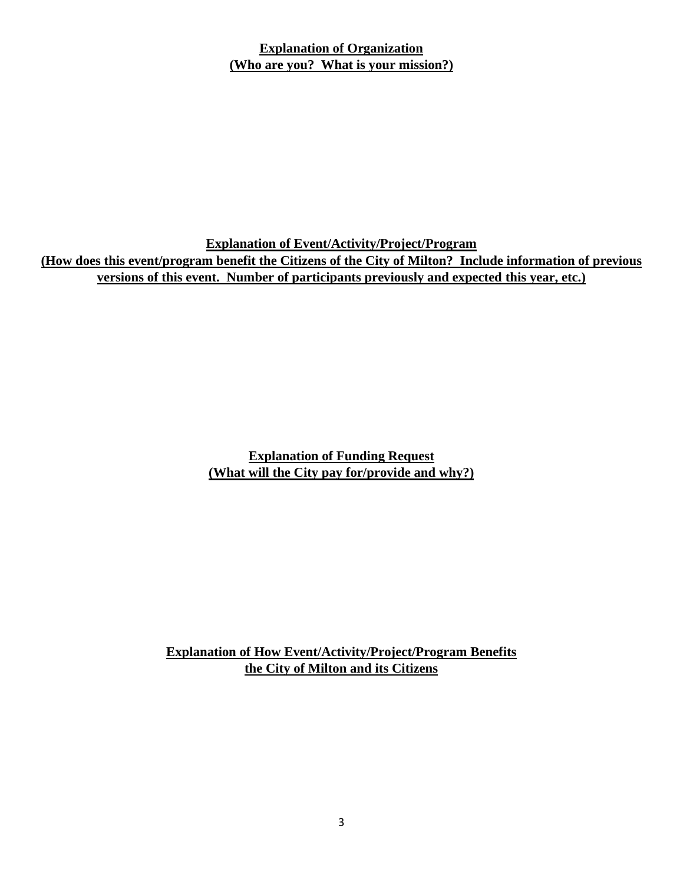**Explanation of Organization**
**(Who are you? What is your mission?)**

**Explanation of Event/Activity/Project/Program**
**(How does this event/program benefit the Citizens of the City of Milton? Include information of previous versions of this event. Number of participants previously and expected this year, etc.)**

**Explanation of Funding Request**
**(What will the City pay for/provide and why?)**

**Explanation of How Event/Activity/Project/Program Benefits the City of Milton and its Citizens**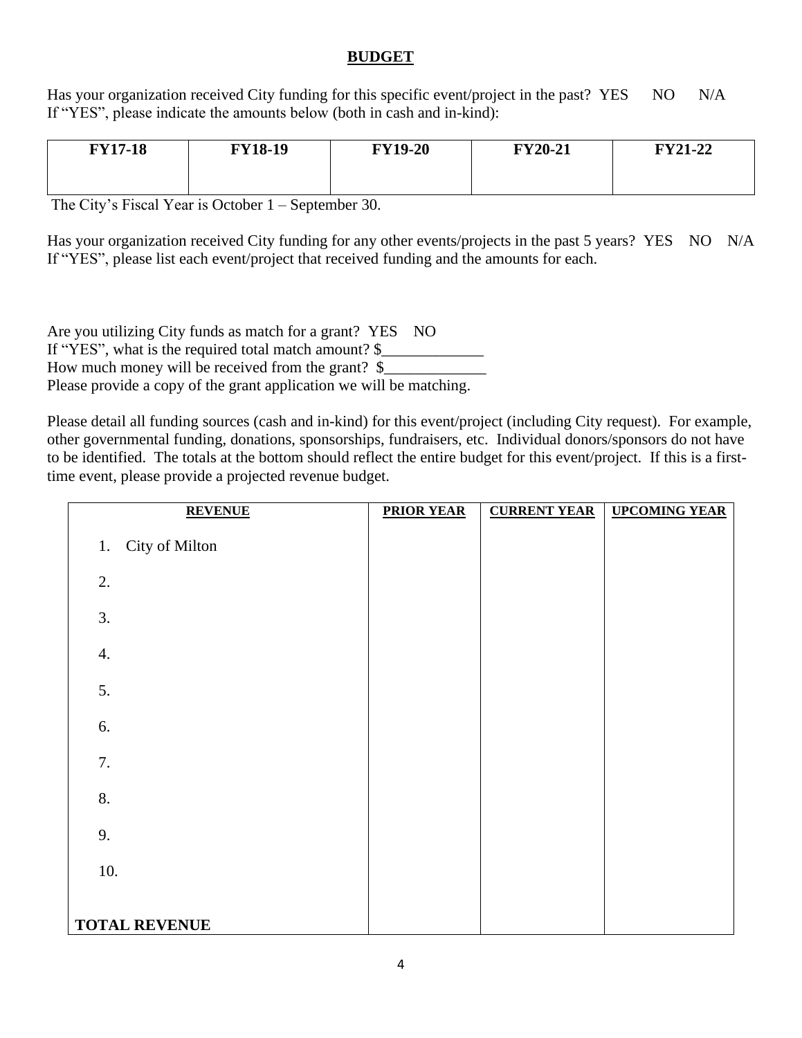## **BUDGET**

Has your organization received City funding for this specific event/project in the past? YES NO N/A
If "YES", please indicate the amounts below (both in cash and in-kind):

| FY17-18 | FY18-19 | FY19-20 | FY20-21 | FY21-22 |
|---|---|---|---|---|
| | | | | |

The City's Fiscal Year is October 1 – September 30.

Has your organization received City funding for any other events/projects in the past 5 years? YES NO N/A
If "YES", please list each event/project that received funding and the amounts for each.

Are you utilizing City funds as match for a grant? YES NO
If "YES", what is the required total match amount? $_____________
How much money will be received from the grant? $_____________
Please provide a copy of the grant application we will be matching.

Please detail all funding sources (cash and in-kind) for this event/project (including City request). For example, other governmental funding, donations, sponsorships, fundraisers, etc. Individual donors/sponsors do not have to be identified. The totals at the bottom should reflect the entire budget for this event/project. If this is a first-time event, please provide a projected revenue budget.

| REVENUE | PRIOR YEAR | CURRENT YEAR | UPCOMING YEAR |
|---|---|---|---|
| 1. City of Milton | | | |
| 2. | | | |
| 3. | | | |
| 4. | | | |
| 5. | | | |
| 6. | | | |
| 7. | | | |
| 8. | | | |
| 9. | | | |
| 10. | | | |
| **TOTAL REVENUE** | | | |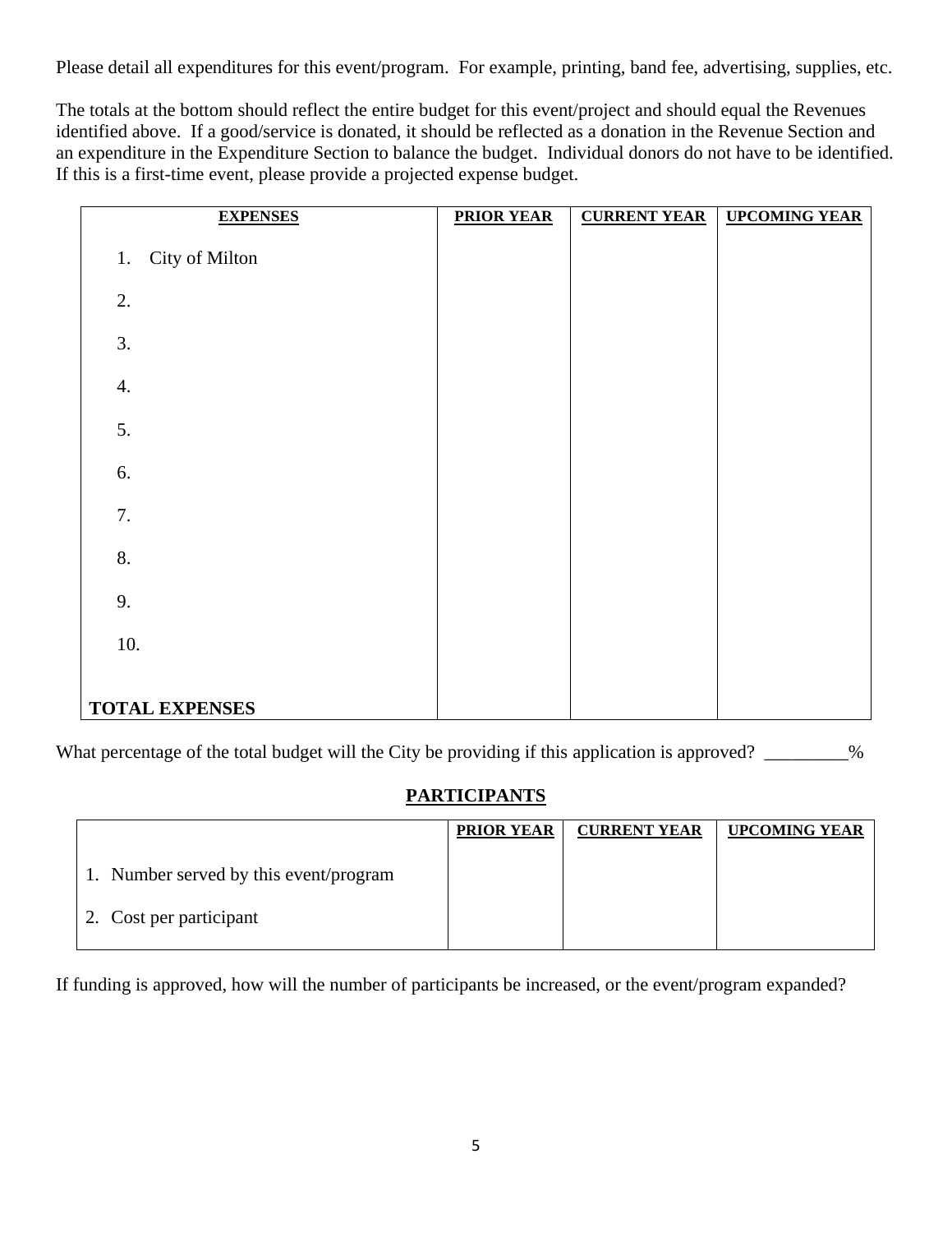Please detail all expenditures for this event/program. For example, printing, band fee, advertising, supplies, etc.

The totals at the bottom should reflect the entire budget for this event/project and should equal the Revenues identified above. If a good/service is donated, it should be reflected as a donation in the Revenue Section and an expenditure in the Expenditure Section to balance the budget. Individual donors do not have to be identified. If this is a first-time event, please provide a projected expense budget.

| EXPENSES | PRIOR YEAR | CURRENT YEAR | UPCOMING YEAR |
|---|---|---|---|
| 1. City of Milton | | | |
| 2. | | | |
| 3. | | | |
| 4. | | | |
| 5. | | | |
| 6. | | | |
| 7. | | | |
| 8. | | | |
| 9. | | | |
| 10. | | | |
| **TOTAL EXPENSES** | | | |

What percentage of the total budget will the City be providing if this application is approved? _________%

## PARTICIPANTS

| | PRIOR YEAR | CURRENT YEAR | UPCOMING YEAR |
|---|---|---|---|
| 1. Number served by this event/program | | | |
| 2. Cost per participant | | | |

If funding is approved, how will the number of participants be increased, or the event/program expanded?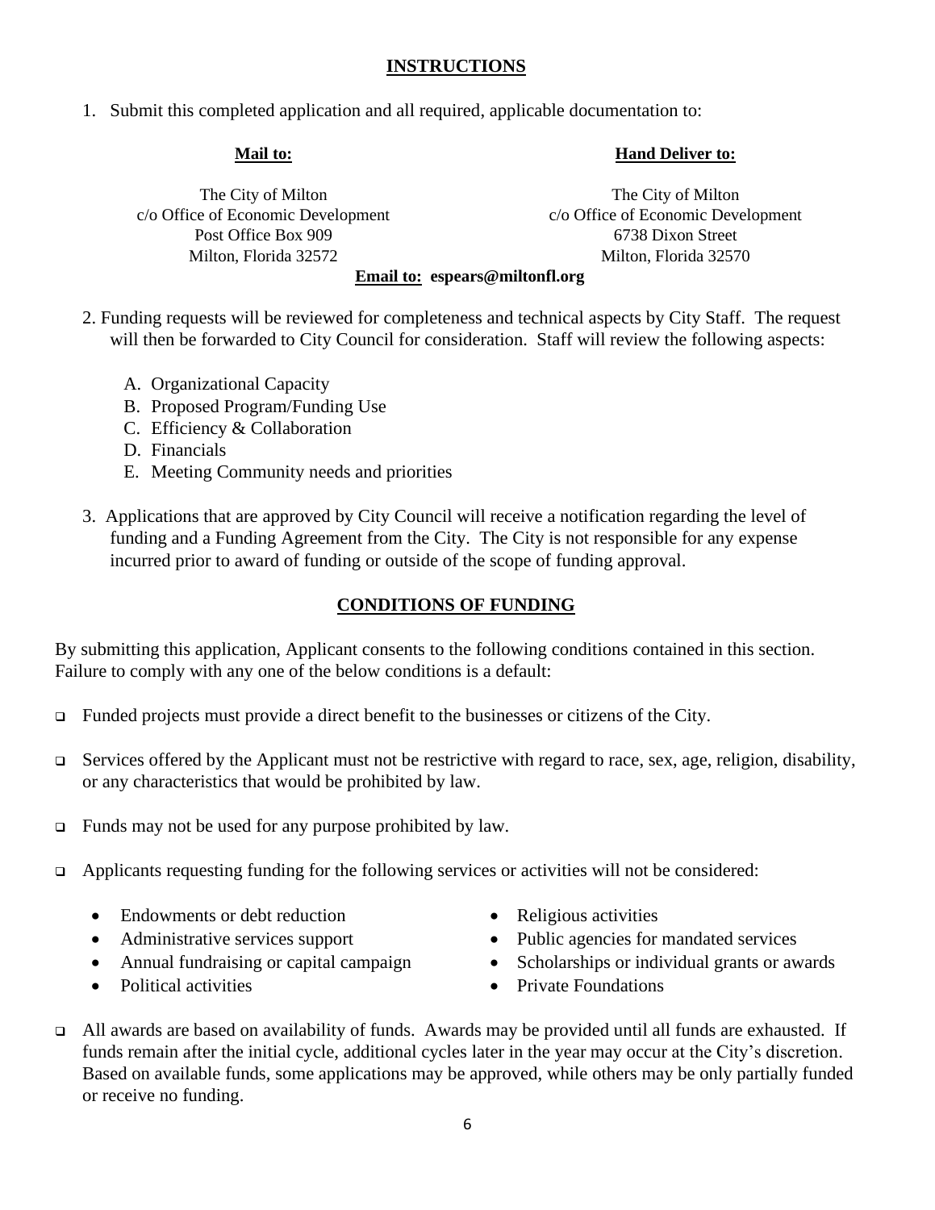## INSTRUCTIONS

1. Submit this completed application and all required, applicable documentation to:

**Mail to:**

The City of Milton
c/o Office of Economic Development
Post Office Box 909
Milton, Florida 32572

**Hand Deliver to:**

The City of Milton
c/o Office of Economic Development
6738 Dixon Street
Milton, Florida 32570

**Email to: espears@miltonfl.org**

2. Funding requests will be reviewed for completeness and technical aspects by City Staff. The request will then be forwarded to City Council for consideration. Staff will review the following aspects:

   A. Organizational Capacity
   B. Proposed Program/Funding Use
   C. Efficiency & Collaboration
   D. Financials
   E. Meeting Community needs and priorities

3. Applications that are approved by City Council will receive a notification regarding the level of funding and a Funding Agreement from the City. The City is not responsible for any expense incurred prior to award of funding or outside of the scope of funding approval.

## CONDITIONS OF FUNDING

By submitting this application, Applicant consents to the following conditions contained in this section. Failure to comply with any one of the below conditions is a default:

- Funded projects must provide a direct benefit to the businesses or citizens of the City.
- Services offered by the Applicant must not be restrictive with regard to race, sex, age, religion, disability, or any characteristics that would be prohibited by law.
- Funds may not be used for any purpose prohibited by law.
- Applicants requesting funding for the following services or activities will not be considered:
  - Endowments or debt reduction
  - Administrative services support
  - Annual fundraising or capital campaign
  - Political activities
  - Religious activities
  - Public agencies for mandated services
  - Scholarships or individual grants or awards
  - Private Foundations
- All awards are based on availability of funds. Awards may be provided until all funds are exhausted. If funds remain after the initial cycle, additional cycles later in the year may occur at the City's discretion. Based on available funds, some applications may be approved, while others may be only partially funded or receive no funding.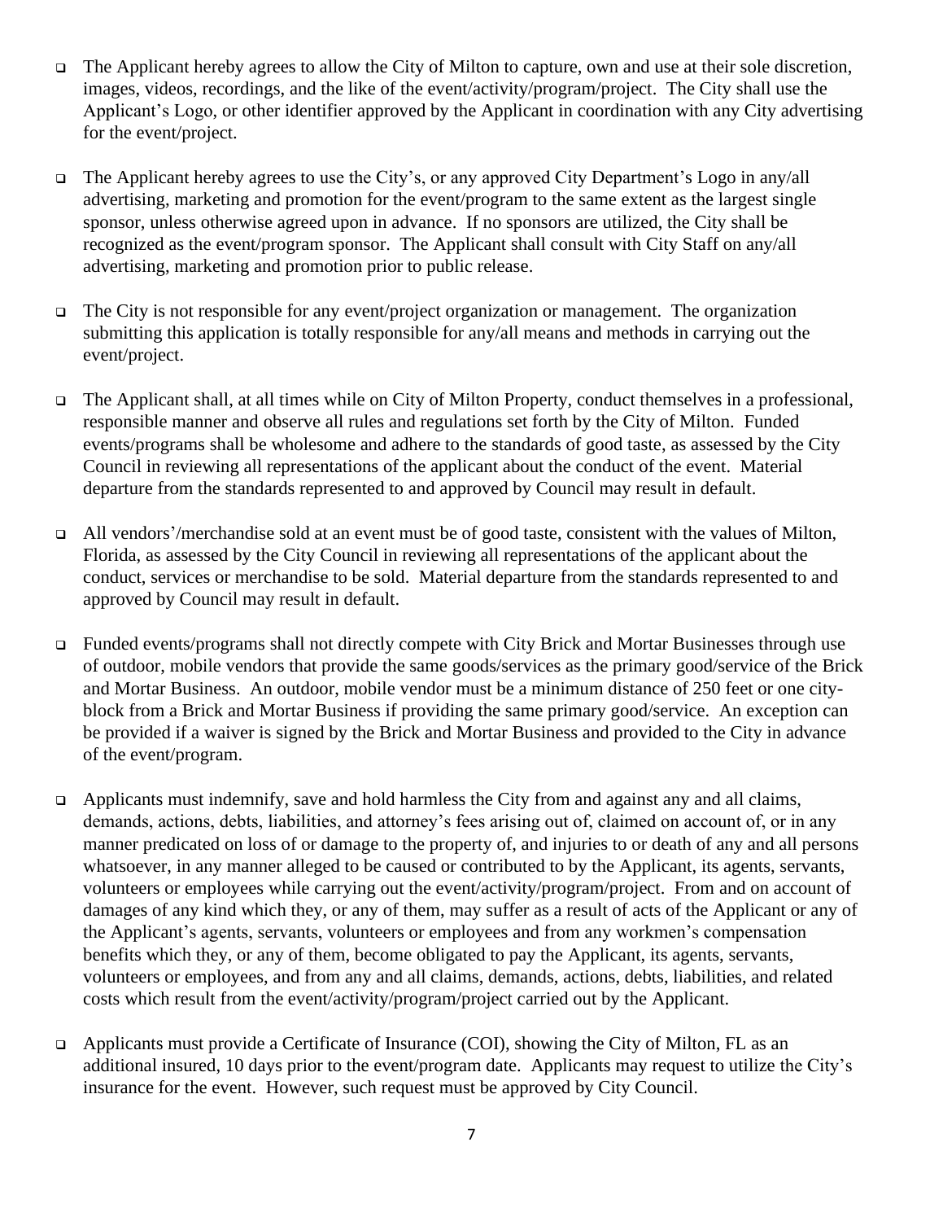- The Applicant hereby agrees to allow the City of Milton to capture, own and use at their sole discretion, images, videos, recordings, and the like of the event/activity/program/project. The City shall use the Applicant's Logo, or other identifier approved by the Applicant in coordination with any City advertising for the event/project.

- The Applicant hereby agrees to use the City's, or any approved City Department's Logo in any/all advertising, marketing and promotion for the event/program to the same extent as the largest single sponsor, unless otherwise agreed upon in advance. If no sponsors are utilized, the City shall be recognized as the event/program sponsor. The Applicant shall consult with City Staff on any/all advertising, marketing and promotion prior to public release.

- The City is not responsible for any event/project organization or management. The organization submitting this application is totally responsible for any/all means and methods in carrying out the event/project.

- The Applicant shall, at all times while on City of Milton Property, conduct themselves in a professional, responsible manner and observe all rules and regulations set forth by the City of Milton. Funded events/programs shall be wholesome and adhere to the standards of good taste, as assessed by the City Council in reviewing all representations of the applicant about the conduct of the event. Material departure from the standards represented to and approved by Council may result in default.

- All vendors'/merchandise sold at an event must be of good taste, consistent with the values of Milton, Florida, as assessed by the City Council in reviewing all representations of the applicant about the conduct, services or merchandise to be sold. Material departure from the standards represented to and approved by Council may result in default.

- Funded events/programs shall not directly compete with City Brick and Mortar Businesses through use of outdoor, mobile vendors that provide the same goods/services as the primary good/service of the Brick and Mortar Business. An outdoor, mobile vendor must be a minimum distance of 250 feet or one city-block from a Brick and Mortar Business if providing the same primary good/service. An exception can be provided if a waiver is signed by the Brick and Mortar Business and provided to the City in advance of the event/program.

- Applicants must indemnify, save and hold harmless the City from and against any and all claims, demands, actions, debts, liabilities, and attorney's fees arising out of, claimed on account of, or in any manner predicated on loss of or damage to the property of, and injuries to or death of any and all persons whatsoever, in any manner alleged to be caused or contributed to by the Applicant, its agents, servants, volunteers or employees while carrying out the event/activity/program/project. From and on account of damages of any kind which they, or any of them, may suffer as a result of acts of the Applicant or any of the Applicant's agents, servants, volunteers or employees and from any workmen's compensation benefits which they, or any of them, become obligated to pay the Applicant, its agents, servants, volunteers or employees, and from any and all claims, demands, actions, debts, liabilities, and related costs which result from the event/activity/program/project carried out by the Applicant.

- Applicants must provide a Certificate of Insurance (COI), showing the City of Milton, FL as an additional insured, 10 days prior to the event/program date. Applicants may request to utilize the City's insurance for the event. However, such request must be approved by City Council.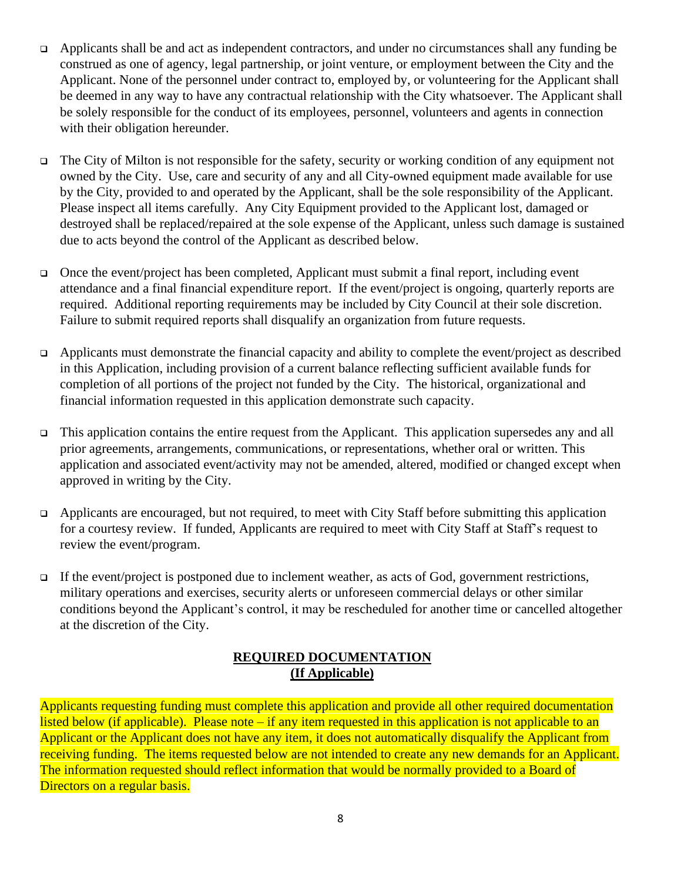- Applicants shall be and act as independent contractors, and under no circumstances shall any funding be construed as one of agency, legal partnership, or joint venture, or employment between the City and the Applicant. None of the personnel under contract to, employed by, or volunteering for the Applicant shall be deemed in any way to have any contractual relationship with the City whatsoever. The Applicant shall be solely responsible for the conduct of its employees, personnel, volunteers and agents in connection with their obligation hereunder.

- The City of Milton is not responsible for the safety, security or working condition of any equipment not owned by the City. Use, care and security of any and all City-owned equipment made available for use by the City, provided to and operated by the Applicant, shall be the sole responsibility of the Applicant. Please inspect all items carefully. Any City Equipment provided to the Applicant lost, damaged or destroyed shall be replaced/repaired at the sole expense of the Applicant, unless such damage is sustained due to acts beyond the control of the Applicant as described below.

- Once the event/project has been completed, Applicant must submit a final report, including event attendance and a final financial expenditure report. If the event/project is ongoing, quarterly reports are required. Additional reporting requirements may be included by City Council at their sole discretion. Failure to submit required reports shall disqualify an organization from future requests.

- Applicants must demonstrate the financial capacity and ability to complete the event/project as described in this Application, including provision of a current balance reflecting sufficient available funds for completion of all portions of the project not funded by the City. The historical, organizational and financial information requested in this application demonstrate such capacity.

- This application contains the entire request from the Applicant. This application supersedes any and all prior agreements, arrangements, communications, or representations, whether oral or written. This application and associated event/activity may not be amended, altered, modified or changed except when approved in writing by the City.

- Applicants are encouraged, but not required, to meet with City Staff before submitting this application for a courtesy review. If funded, Applicants are required to meet with City Staff at Staff's request to review the event/program.

- If the event/project is postponed due to inclement weather, as acts of God, government restrictions, military operations and exercises, security alerts or unforeseen commercial delays or other similar conditions beyond the Applicant's control, it may be rescheduled for another time or cancelled altogether at the discretion of the City.

## REQUIRED DOCUMENTATION
## (If Applicable)

Applicants requesting funding must complete this application and provide all other required documentation listed below (if applicable). Please note – if any item requested in this application is not applicable to an Applicant or the Applicant does not have any item, it does not automatically disqualify the Applicant from receiving funding. The items requested below are not intended to create any new demands for an Applicant. The information requested should reflect information that would be normally provided to a Board of Directors on a regular basis.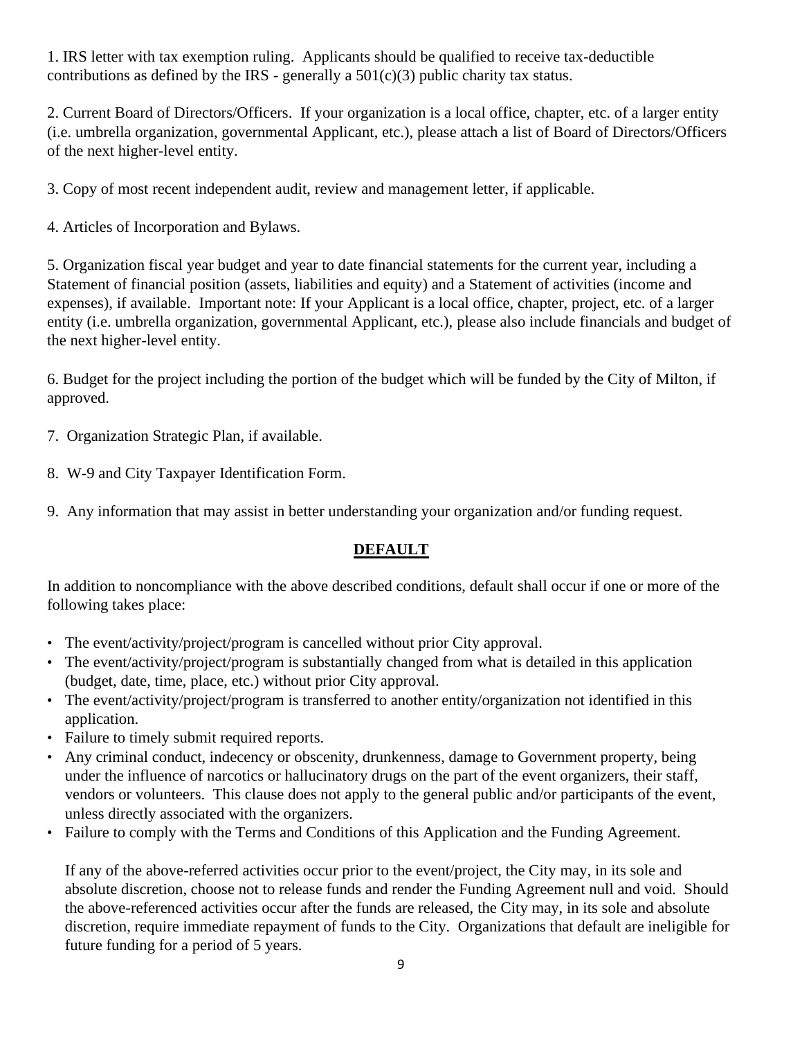1. IRS letter with tax exemption ruling. Applicants should be qualified to receive tax-deductible contributions as defined by the IRS - generally a 501(c)(3) public charity tax status.

2. Current Board of Directors/Officers. If your organization is a local office, chapter, etc. of a larger entity (i.e. umbrella organization, governmental Applicant, etc.), please attach a list of Board of Directors/Officers of the next higher-level entity.

3. Copy of most recent independent audit, review and management letter, if applicable.

4. Articles of Incorporation and Bylaws.

5. Organization fiscal year budget and year to date financial statements for the current year, including a Statement of financial position (assets, liabilities and equity) and a Statement of activities (income and expenses), if available. Important note: If your Applicant is a local office, chapter, project, etc. of a larger entity (i.e. umbrella organization, governmental Applicant, etc.), please also include financials and budget of the next higher-level entity.

6. Budget for the project including the portion of the budget which will be funded by the City of Milton, if approved.

7. Organization Strategic Plan, if available.

8. W-9 and City Taxpayer Identification Form.

9. Any information that may assist in better understanding your organization and/or funding request.

## DEFAULT

In addition to noncompliance with the above described conditions, default shall occur if one or more of the following takes place:

- The event/activity/project/program is cancelled without prior City approval.
- The event/activity/project/program is substantially changed from what is detailed in this application (budget, date, time, place, etc.) without prior City approval.
- The event/activity/project/program is transferred to another entity/organization not identified in this application.
- Failure to timely submit required reports.
- Any criminal conduct, indecency or obscenity, drunkenness, damage to Government property, being under the influence of narcotics or hallucinatory drugs on the part of the event organizers, their staff, vendors or volunteers. This clause does not apply to the general public and/or participants of the event, unless directly associated with the organizers.
- Failure to comply with the Terms and Conditions of this Application and the Funding Agreement.

If any of the above-referred activities occur prior to the event/project, the City may, in its sole and absolute discretion, choose not to release funds and render the Funding Agreement null and void. Should the above-referenced activities occur after the funds are released, the City may, in its sole and absolute discretion, require immediate repayment of funds to the City. Organizations that default are ineligible for future funding for a period of 5 years.